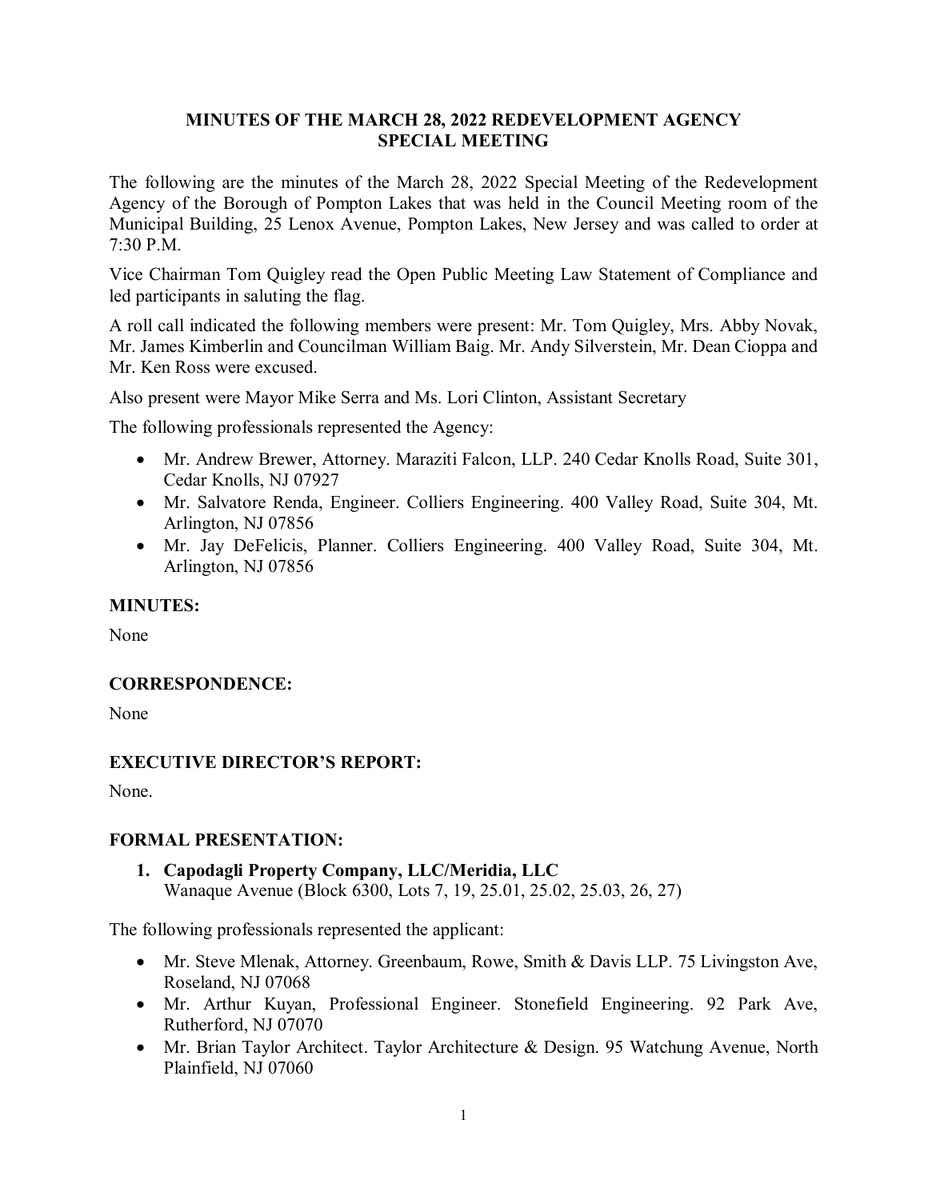# MINUTES OF THE MARCH 28, 2022 REDEVELOPMENT AGENCY SPECIAL MEETING

The following are the minutes of the March 28, 2022 Special Meeting of the Redevelopment Agency of the Borough of Pompton Lakes that was held in the Council Meeting room of the Municipal Building, 25 Lenox Avenue, Pompton Lakes, New Jersey and was called to order at 7:30 P.M.

Vice Chairman Tom Quigley read the Open Public Meeting Law Statement of Compliance and led participants in saluting the flag.

A roll call indicated the following members were present: Mr. Tom Quigley, Mrs. Abby Novak, Mr. James Kimberlin and Councilman William Baig. Mr. Andy Silverstein, Mr. Dean Cioppa and Mr. Ken Ross were excused.

Also present were Mayor Mike Serra and Ms. Lori Clinton, Assistant Secretary

The following professionals represented the Agency:

- Mr. Andrew Brewer, Attorney. Maraziti Falcon, LLP. 240 Cedar Knolls Road, Suite 301, Cedar Knolls, NJ 07927
- Mr. Salvatore Renda, Engineer. Colliers Engineering. 400 Valley Road, Suite 304, Mt. Arlington, NJ 07856
- Mr. Jay DeFelicis, Planner. Colliers Engineering. 400 Valley Road, Suite 304, Mt. Arlington, NJ 07856

## MINUTES:

None

## CORRESPONDENCE:

None

## EXECUTIVE DIRECTOR'S REPORT:

None.

## FORMAL PRESENTATION:

1. **Capodagli Property Company, LLC/Meridia, LLC**
   Wanaque Avenue (Block 6300, Lots 7, 19, 25.01, 25.02, 25.03, 26, 27)

The following professionals represented the applicant:

- Mr. Steve Mlenak, Attorney. Greenbaum, Rowe, Smith & Davis LLP. 75 Livingston Ave, Roseland, NJ 07068
- Mr. Arthur Kuyan, Professional Engineer. Stonefield Engineering. 92 Park Ave, Rutherford, NJ 07070
- Mr. Brian Taylor Architect. Taylor Architecture & Design. 95 Watchung Avenue, North Plainfield, NJ 07060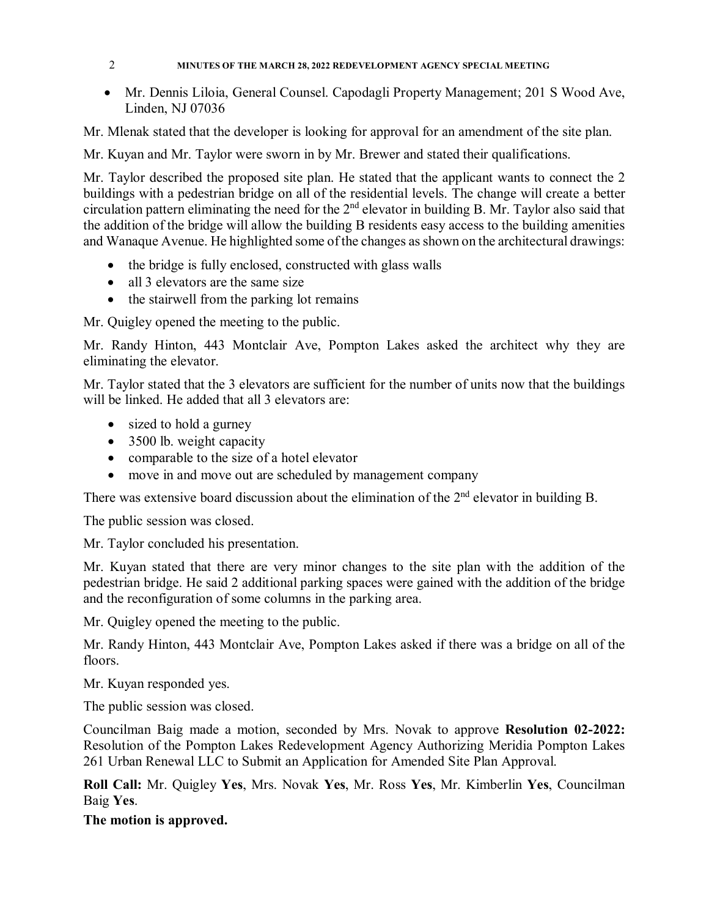- Mr. Dennis Liloia, General Counsel. Capodagli Property Management; 201 S Wood Ave, Linden, NJ 07036

Mr. Mlenak stated that the developer is looking for approval for an amendment of the site plan.

Mr. Kuyan and Mr. Taylor were sworn in by Mr. Brewer and stated their qualifications.

Mr. Taylor described the proposed site plan. He stated that the applicant wants to connect the 2 buildings with a pedestrian bridge on all of the residential levels. The change will create a better circulation pattern eliminating the need for the 2nd elevator in building B. Mr. Taylor also said that the addition of the bridge will allow the building B residents easy access to the building amenities and Wanaque Avenue. He highlighted some of the changes as shown on the architectural drawings:

- the bridge is fully enclosed, constructed with glass walls
- all 3 elevators are the same size
- the stairwell from the parking lot remains

Mr. Quigley opened the meeting to the public.

Mr. Randy Hinton, 443 Montclair Ave, Pompton Lakes asked the architect why they are eliminating the elevator.

Mr. Taylor stated that the 3 elevators are sufficient for the number of units now that the buildings will be linked. He added that all 3 elevators are:

- sized to hold a gurney
- 3500 lb. weight capacity
- comparable to the size of a hotel elevator
- move in and move out are scheduled by management company

There was extensive board discussion about the elimination of the 2nd elevator in building B.

The public session was closed.

Mr. Taylor concluded his presentation.

Mr. Kuyan stated that there are very minor changes to the site plan with the addition of the pedestrian bridge. He said 2 additional parking spaces were gained with the addition of the bridge and the reconfiguration of some columns in the parking area.

Mr. Quigley opened the meeting to the public.

Mr. Randy Hinton, 443 Montclair Ave, Pompton Lakes asked if there was a bridge on all of the floors.

Mr. Kuyan responded yes.

The public session was closed.

Councilman Baig made a motion, seconded by Mrs. Novak to approve **Resolution 02-2022:** Resolution of the Pompton Lakes Redevelopment Agency Authorizing Meridia Pompton Lakes 261 Urban Renewal LLC to Submit an Application for Amended Site Plan Approval.

**Roll Call:** Mr. Quigley **Yes**, Mrs. Novak **Yes**, Mr. Ross **Yes**, Mr. Kimberlin **Yes**, Councilman Baig **Yes**.

**The motion is approved.**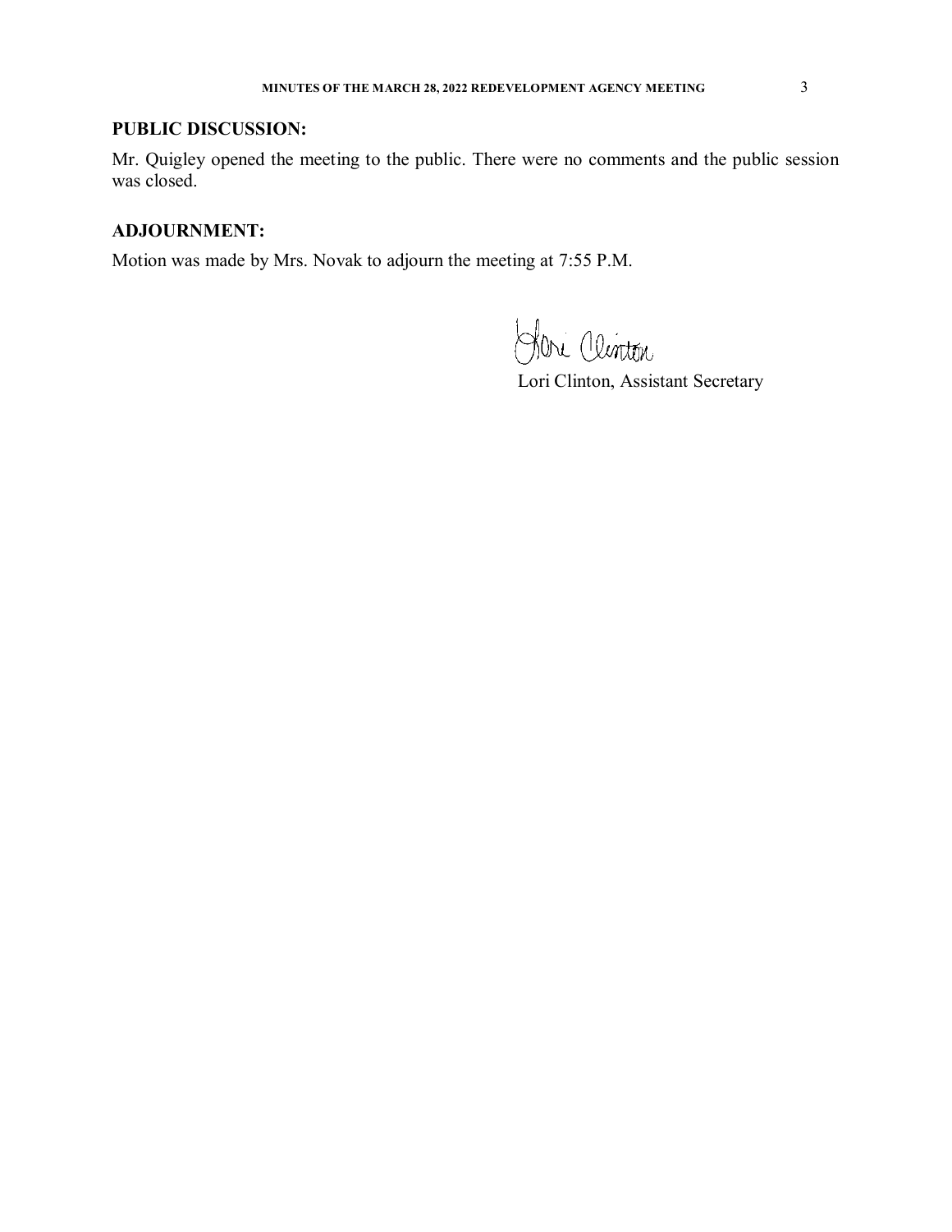## PUBLIC DISCUSSION:

Mr. Quigley opened the meeting to the public. There were no comments and the public session was closed.

## ADJOURNMENT:

Motion was made by Mrs. Novak to adjourn the meeting at 7:55 P.M.

Lori Clinton

Lori Clinton, Assistant Secretary